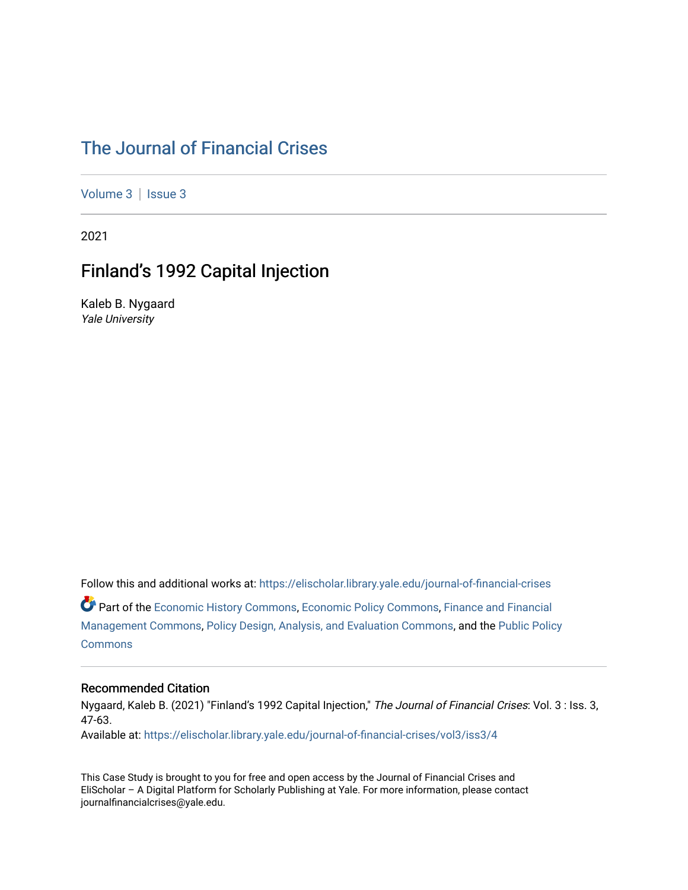# The Journal of Financial Crises

Volume 3 | Issue 3

2021

## Finland's 1992 Capital Injection

Kaleb B. Nygaard
*Yale University*

Follow this and additional works at: https://elischolar.library.yale.edu/journal-of-financial-crises

Part of the Economic History Commons, Economic Policy Commons, Finance and Financial Management Commons, Policy Design, Analysis, and Evaluation Commons, and the Public Policy Commons

### Recommended Citation

Nygaard, Kaleb B. (2021) "Finland's 1992 Capital Injection," *The Journal of Financial Crises*: Vol. 3 : Iss. 3, 47-63.
Available at: https://elischolar.library.yale.edu/journal-of-financial-crises/vol3/iss3/4

This Case Study is brought to you for free and open access by the Journal of Financial Crises and EliScholar – A Digital Platform for Scholarly Publishing at Yale. For more information, please contact journalfinancialcrises@yale.edu.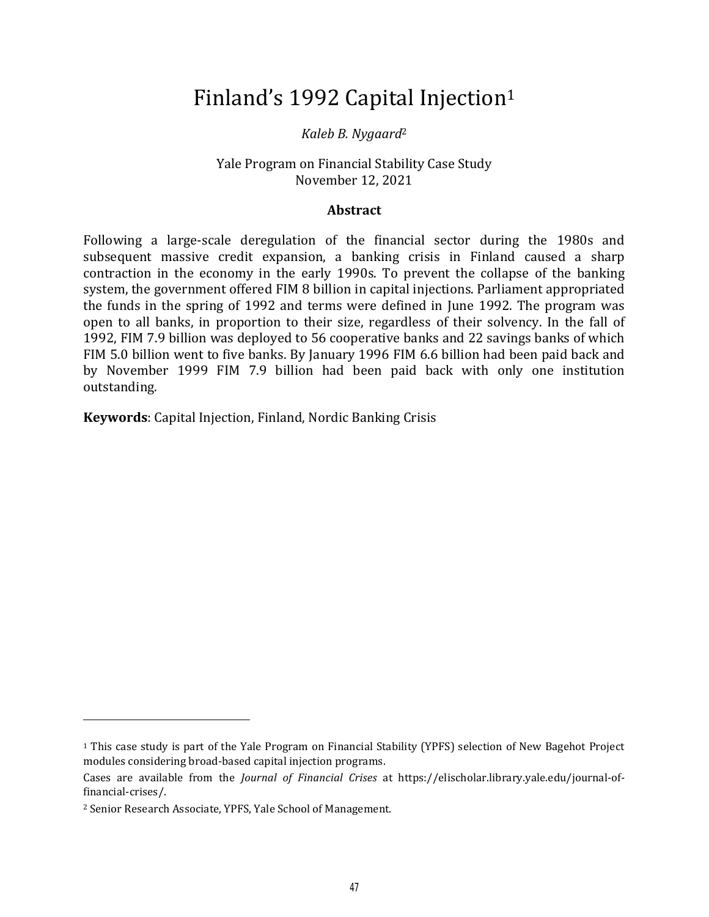# Finland's 1992 Capital Injection[1]

*Kaleb B. Nygaard*[2]

Yale Program on Financial Stability Case Study
November 12, 2021

## Abstract

Following a large-scale deregulation of the financial sector during the 1980s and subsequent massive credit expansion, a banking crisis in Finland caused a sharp contraction in the economy in the early 1990s. To prevent the collapse of the banking system, the government offered FIM 8 billion in capital injections. Parliament appropriated the funds in the spring of 1992 and terms were defined in June 1992. The program was open to all banks, in proportion to their size, regardless of their solvency. In the fall of 1992, FIM 7.9 billion was deployed to 56 cooperative banks and 22 savings banks of which FIM 5.0 billion went to five banks. By January 1996 FIM 6.6 billion had been paid back and by November 1999 FIM 7.9 billion had been paid back with only one institution outstanding.

**Keywords**: Capital Injection, Finland, Nordic Banking Crisis

---

[1] This case study is part of the Yale Program on Financial Stability (YPFS) selection of New Bagehot Project modules considering broad-based capital injection programs.

Cases are available from the *Journal of Financial Crises* at https://elischolar.library.yale.edu/journal-of-financial-crises/.

[2] Senior Research Associate, YPFS, Yale School of Management.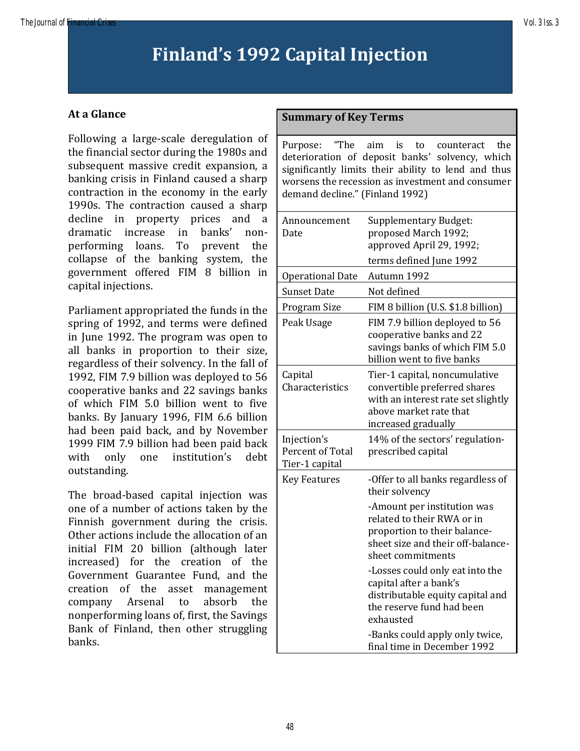# Finland's 1992 Capital Injection

### At a Glance

Following a large-scale deregulation of the financial sector during the 1980s and subsequent massive credit expansion, a banking crisis in Finland caused a sharp contraction in the economy in the early 1990s. The contraction caused a sharp decline in property prices and a dramatic increase in banks' nonperforming loans. To prevent the collapse of the banking system, the government offered FIM 8 billion in capital injections.

Parliament appropriated the funds in the spring of 1992, and terms were defined in June 1992. The program was open to all banks in proportion to their size, regardless of their solvency. In the fall of 1992, FIM 7.9 billion was deployed to 56 cooperative banks and 22 savings banks of which FIM 5.0 billion went to five banks. By January 1996, FIM 6.6 billion had been paid back, and by November 1999 FIM 7.9 billion had been paid back with only one institution's debt outstanding.

The broad-based capital injection was one of a number of actions taken by the Finnish government during the crisis. Other actions include the allocation of an initial FIM 20 billion (although later increased) for the creation of the Government Guarantee Fund, and the creation of the asset management company Arsenal to absorb the nonperforming loans of, first, the Savings Bank of Finland, then other struggling banks.

| Summary of Key Terms | |
|---|---|
| Purpose: "The aim is to counteract the deterioration of deposit banks' solvency, which significantly limits their ability to lend and thus worsens the recession as investment and consumer demand decline." (Finland 1992) | |
| Announcement Date | Supplementary Budget: proposed March 1992; approved April 29, 1992; terms defined June 1992 |
| Operational Date | Autumn 1992 |
| Sunset Date | Not defined |
| Program Size | FIM 8 billion (U.S. $1.8 billion) |
| Peak Usage | FIM 7.9 billion deployed to 56 cooperative banks and 22 savings banks of which FIM 5.0 billion went to five banks |
| Capital Characteristics | Tier-1 capital, noncumulative convertible preferred shares with an interest rate set slightly above market rate that increased gradually |
| Injection's Percent of Total Tier-1 capital | 14% of the sectors' regulation-prescribed capital |
| Key Features | -Offer to all banks regardless of their solvency<br>-Amount per institution was related to their RWA or in proportion to their balance-sheet size and their off-balance-sheet commitments<br>-Losses could only eat into the capital after a bank's distributable equity capital and the reserve fund had been exhausted<br>-Banks could apply only twice, final time in December 1992 |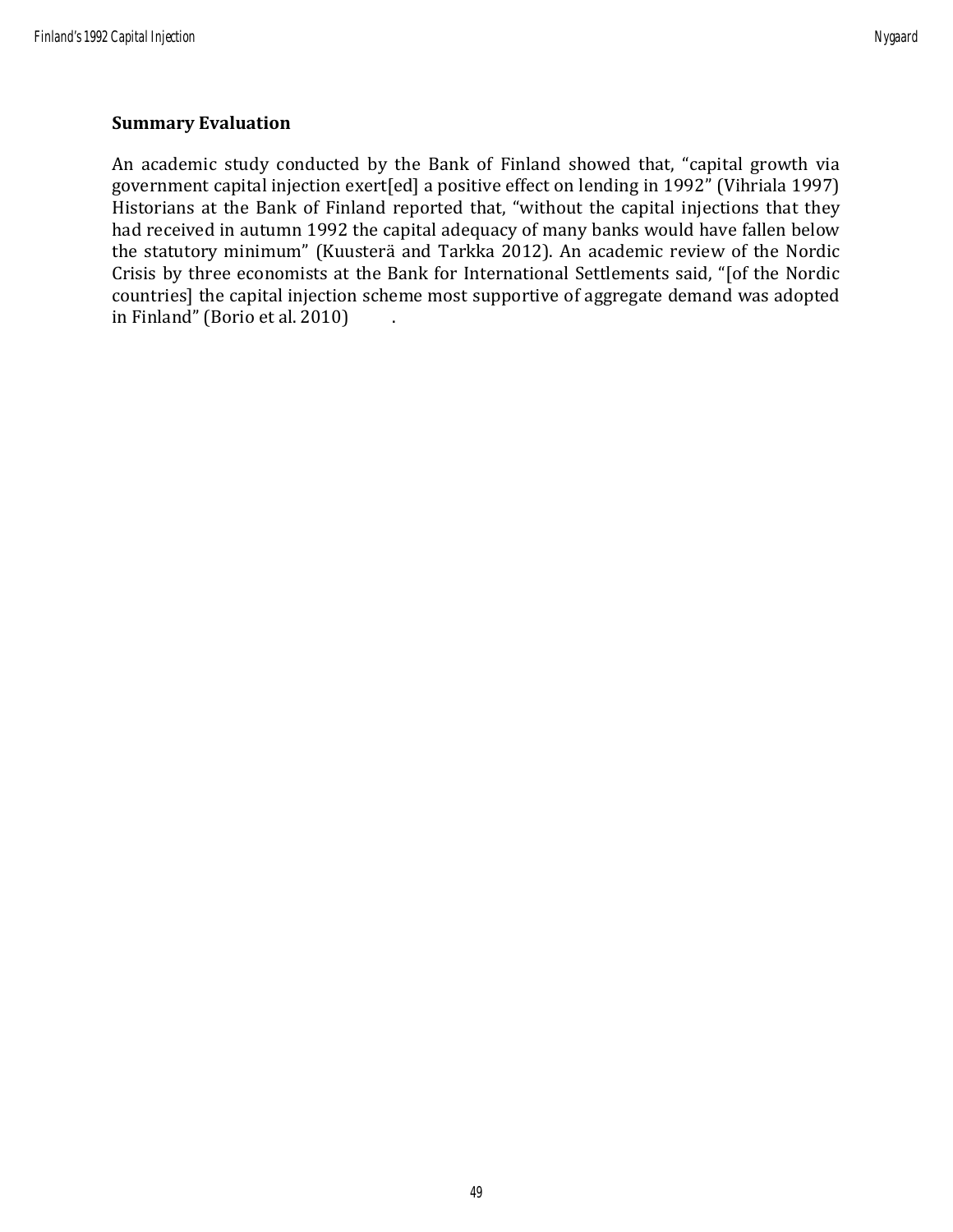**Summary Evaluation**

An academic study conducted by the Bank of Finland showed that, "capital growth via government capital injection exert[ed] a positive effect on lending in 1992" (Vihriala 1997) Historians at the Bank of Finland reported that, "without the capital injections that they had received in autumn 1992 the capital adequacy of many banks would have fallen below the statutory minimum" (Kuusterä and Tarkka 2012). An academic review of the Nordic Crisis by three economists at the Bank for International Settlements said, "[of the Nordic countries] the capital injection scheme most supportive of aggregate demand was adopted in Finland" (Borio et al. 2010) .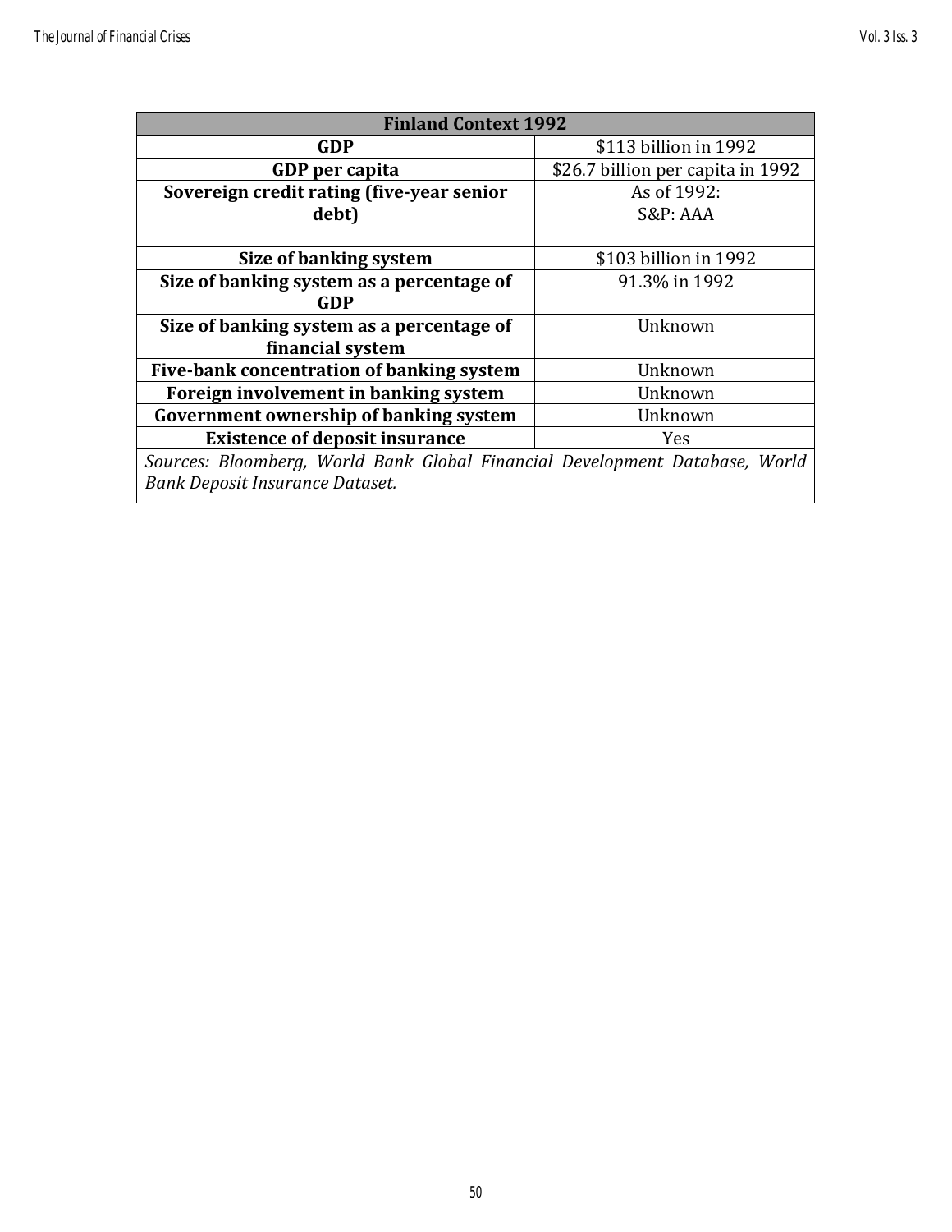| Finland Context 1992 | |
|---|---|
| **GDP** | $113 billion in 1992 |
| **GDP per capita** | $26.7 billion per capita in 1992 |
| **Sovereign credit rating (five-year senior debt)** | As of 1992:<br>S&P: AAA |
| **Size of banking system** | $103 billion in 1992 |
| **Size of banking system as a percentage of GDP** | 91.3% in 1992 |
| **Size of banking system as a percentage of financial system** | Unknown |
| **Five-bank concentration of banking system** | Unknown |
| **Foreign involvement in banking system** | Unknown |
| **Government ownership of banking system** | Unknown |
| **Existence of deposit insurance** | Yes |
| *Sources: Bloomberg, World Bank Global Financial Development Database, World Bank Deposit Insurance Dataset.* | |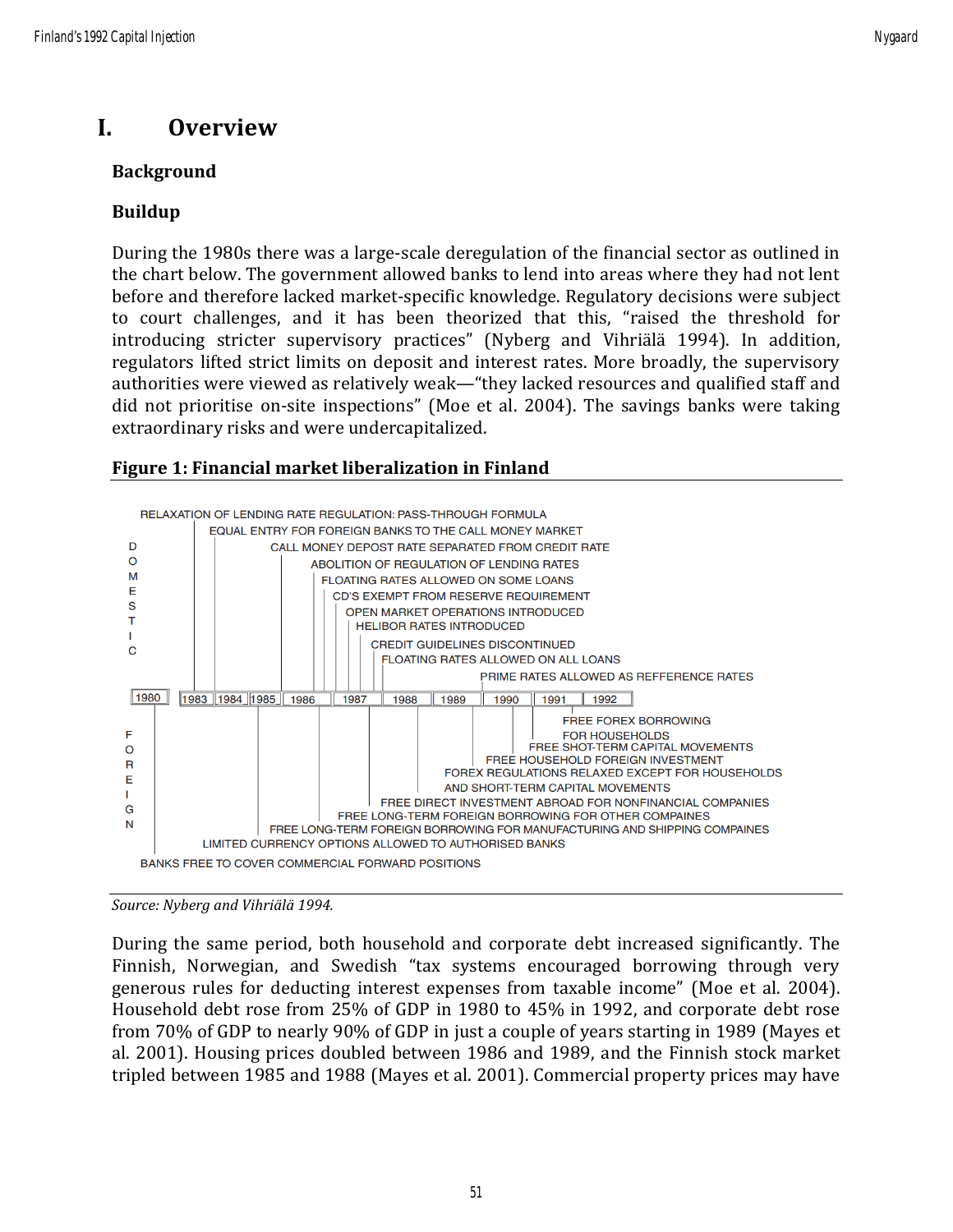# I. Overview

### Background

### Buildup

During the 1980s there was a large-scale deregulation of the financial sector as outlined in the chart below. The government allowed banks to lend into areas where they had not lent before and therefore lacked market-specific knowledge. Regulatory decisions were subject to court challenges, and it has been theorized that this, "raised the threshold for introducing stricter supervisory practices" (Nyberg and Vihriälä 1994). In addition, regulators lifted strict limits on deposit and interest rates. More broadly, the supervisory authorities were viewed as relatively weak—"they lacked resources and qualified staff and did not prioritise on-site inspections" (Moe et al. 2004). The savings banks were taking extraordinary risks and were undercapitalized.

**Figure 1: Financial market liberalization in Finland**

DOMESTIC

- RELAXATION OF LENDING RATE REGULATION: PASS-THROUGH FORMULA
- EQUAL ENTRY FOR FOREIGN BANKS TO THE CALL MONEY MARKET
- CALL MONEY DEPOST RATE SEPARATED FROM CREDIT RATE
- ABOLITION OF REGULATION OF LENDING RATES
- FLOATING RATES ALLOWED ON SOME LOANS
- CD'S EXEMPT FROM RESERVE REQUIREMENT
- OPEN MARKET OPERATIONS INTRODUCED
- HELIBOR RATES INTRODUCED
- CREDIT GUIDELINES DISCONTINUED
- FLOATING RATES ALLOWED ON ALL LOANS
- PRIME RATES ALLOWED AS REFFERENCE RATES

1980 | 1983 | 1984 | 1985 | 1986 | 1987 | 1988 | 1989 | 1990 | 1991 | 1992

FOREIGN

- FREE FOREX BORROWING FOR HOUSEHOLDS
- FREE SHOT-TERM CAPITAL MOVEMENTS
- FREE HOUSEHOLD FOREIGN INVESTMENT
- FOREX REGULATIONS RELAXED EXCEPT FOR HOUSEHOLDS AND SHORT-TERM CAPITAL MOVEMENTS
- FREE DIRECT INVESTMENT ABROAD FOR NONFINANCIAL COMPANIES
- FREE LONG-TERM FOREIGN BORROWING FOR OTHER COMPAINES
- FREE LONG-TERM FOREIGN BORROWING FOR MANUFACTURING AND SHIPPING COMPAINES
- LIMITED CURRENCY OPTIONS ALLOWED TO AUTHORISED BANKS
- BANKS FREE TO COVER COMMERCIAL FORWARD POSITIONS

*Source: Nyberg and Vihriälä 1994.*

During the same period, both household and corporate debt increased significantly. The Finnish, Norwegian, and Swedish "tax systems encouraged borrowing through very generous rules for deducting interest expenses from taxable income" (Moe et al. 2004). Household debt rose from 25% of GDP in 1980 to 45% in 1992, and corporate debt rose from 70% of GDP to nearly 90% of GDP in just a couple of years starting in 1989 (Mayes et al. 2001). Housing prices doubled between 1986 and 1989, and the Finnish stock market tripled between 1985 and 1988 (Mayes et al. 2001). Commercial property prices may have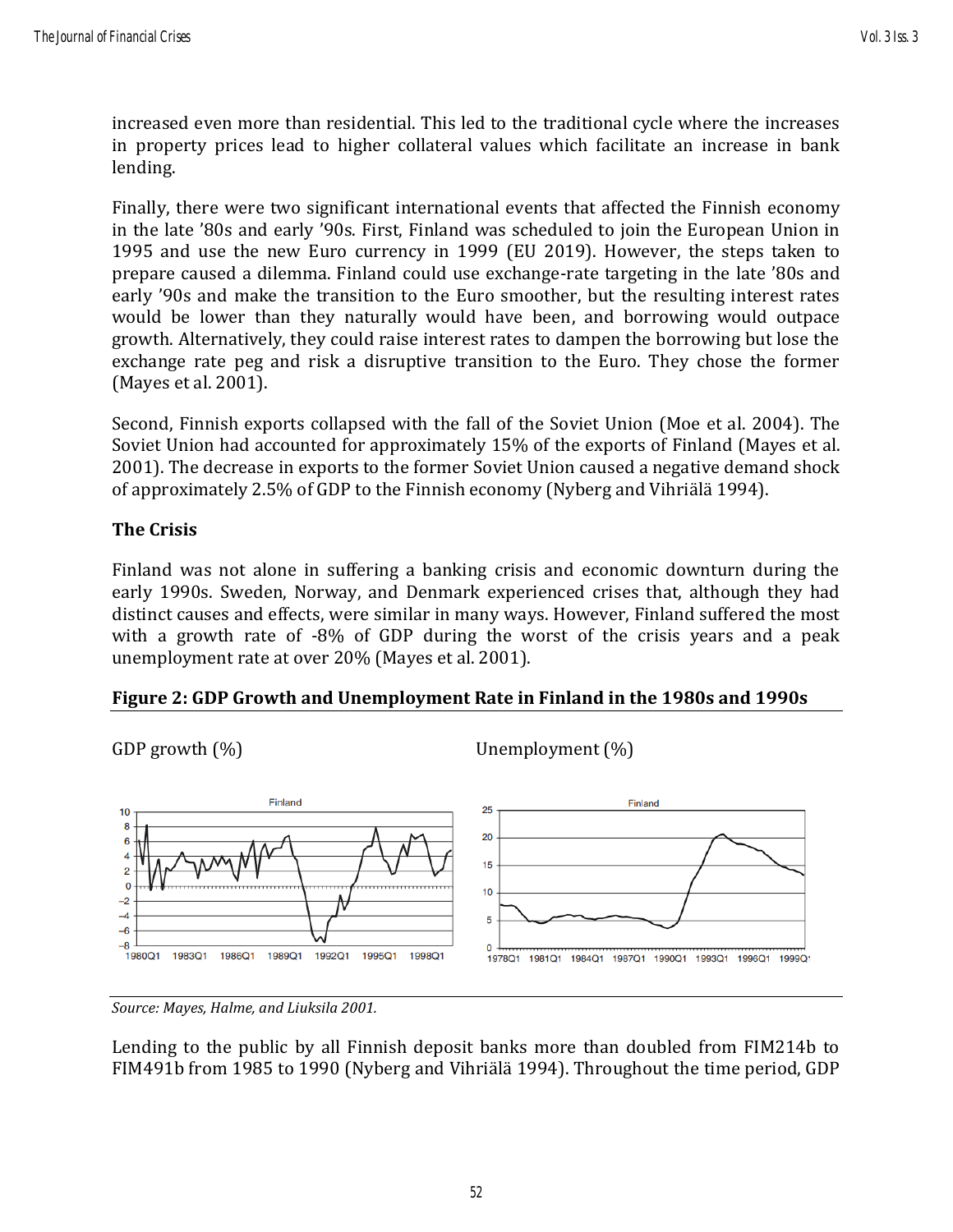increased even more than residential. This led to the traditional cycle where the increases in property prices lead to higher collateral values which facilitate an increase in bank lending.

Finally, there were two significant international events that affected the Finnish economy in the late '80s and early '90s. First, Finland was scheduled to join the European Union in 1995 and use the new Euro currency in 1999 (EU 2019). However, the steps taken to prepare caused a dilemma. Finland could use exchange-rate targeting in the late '80s and early '90s and make the transition to the Euro smoother, but the resulting interest rates would be lower than they naturally would have been, and borrowing would outpace growth. Alternatively, they could raise interest rates to dampen the borrowing but lose the exchange rate peg and risk a disruptive transition to the Euro. They chose the former (Mayes et al. 2001).

Second, Finnish exports collapsed with the fall of the Soviet Union (Moe et al. 2004). The Soviet Union had accounted for approximately 15% of the exports of Finland (Mayes et al. 2001). The decrease in exports to the former Soviet Union caused a negative demand shock of approximately 2.5% of GDP to the Finnish economy (Nyberg and Vihriälä 1994).

## The Crisis

Finland was not alone in suffering a banking crisis and economic downturn during the early 1990s. Sweden, Norway, and Denmark experienced crises that, although they had distinct causes and effects, were similar in many ways. However, Finland suffered the most with a growth rate of -8% of GDP during the worst of the crisis years and a peak unemployment rate at over 20% (Mayes et al. 2001).

**Figure 2: GDP Growth and Unemployment Rate in Finland in the 1980s and 1990s**

GDP growth (%) | Unemployment (%)

*Source: Mayes, Halme, and Liuksila 2001.*

Lending to the public by all Finnish deposit banks more than doubled from FIM214b to FIM491b from 1985 to 1990 (Nyberg and Vihriälä 1994). Throughout the time period, GDP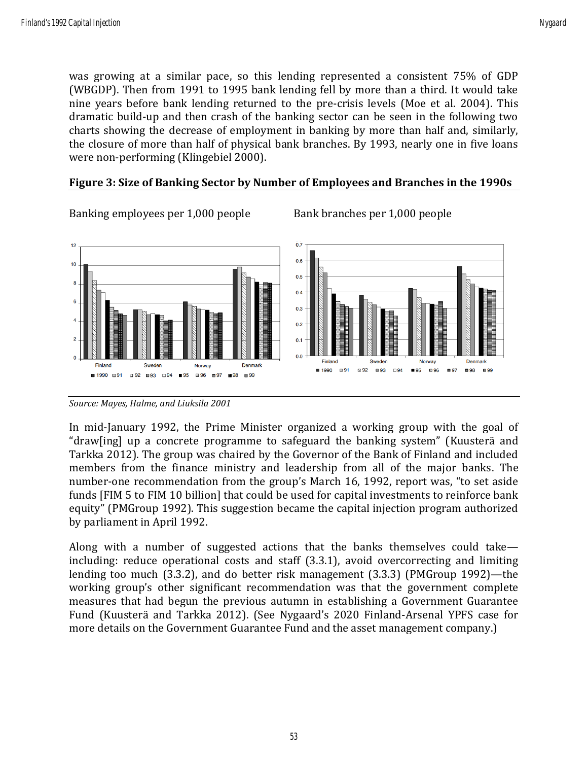was growing at a similar pace, so this lending represented a consistent 75% of GDP (WBGDP). Then from 1991 to 1995 bank lending fell by more than a third. It would take nine years before bank lending returned to the pre-crisis levels (Moe et al. 2004). This dramatic build-up and then crash of the banking sector can be seen in the following two charts showing the decrease of employment in banking by more than half and, similarly, the closure of more than half of physical bank branches. By 1993, nearly one in five loans were non-performing (Klingebiel 2000).

**Figure 3: Size of Banking Sector by Number of Employees and Branches in the 1990s**

Banking employees per 1,000 people

Bank branches per 1,000 people

*Source: Mayes, Halme, and Liuksila 2001*

In mid-January 1992, the Prime Minister organized a working group with the goal of "draw[ing] up a concrete programme to safeguard the banking system" (Kuusterä and Tarkka 2012). The group was chaired by the Governor of the Bank of Finland and included members from the finance ministry and leadership from all of the major banks. The number-one recommendation from the group's March 16, 1992, report was, "to set aside funds [FIM 5 to FIM 10 billion] that could be used for capital investments to reinforce bank equity" (PMGroup 1992). This suggestion became the capital injection program authorized by parliament in April 1992.

Along with a number of suggested actions that the banks themselves could take—including: reduce operational costs and staff (3.3.1), avoid overcorrecting and limiting lending too much (3.3.2), and do better risk management (3.3.3) (PMGroup 1992)—the working group's other significant recommendation was that the government complete measures that had begun the previous autumn in establishing a Government Guarantee Fund (Kuusterä and Tarkka 2012). (See Nygaard's 2020 Finland-Arsenal YPFS case for more details on the Government Guarantee Fund and the asset management company.)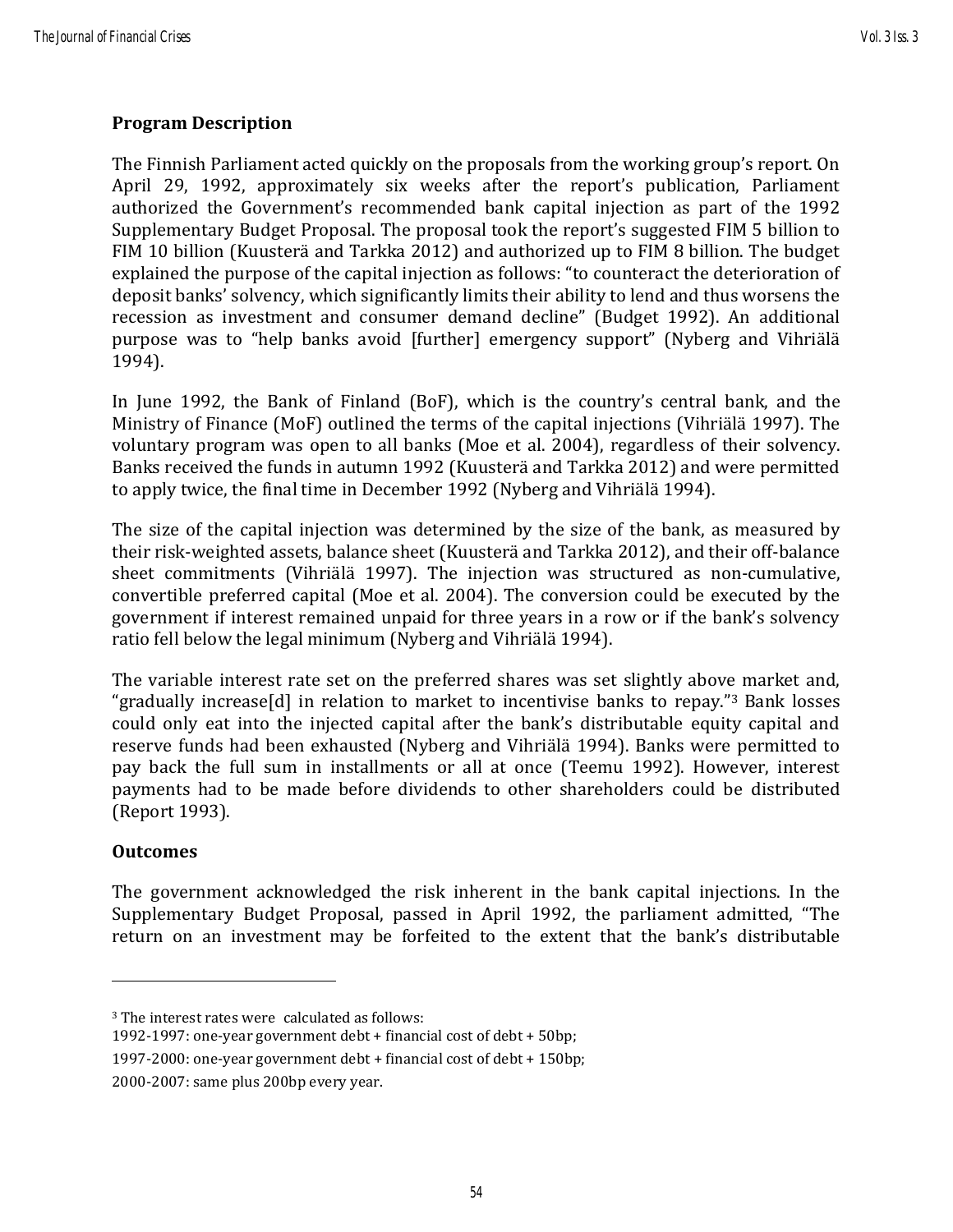**Program Description**

The Finnish Parliament acted quickly on the proposals from the working group's report. On April 29, 1992, approximately six weeks after the report's publication, Parliament authorized the Government's recommended bank capital injection as part of the 1992 Supplementary Budget Proposal. The proposal took the report's suggested FIM 5 billion to FIM 10 billion (Kuusterä and Tarkka 2012) and authorized up to FIM 8 billion. The budget explained the purpose of the capital injection as follows: "to counteract the deterioration of deposit banks' solvency, which significantly limits their ability to lend and thus worsens the recession as investment and consumer demand decline" (Budget 1992). An additional purpose was to "help banks avoid [further] emergency support" (Nyberg and Vihriälä 1994).

In June 1992, the Bank of Finland (BoF), which is the country's central bank, and the Ministry of Finance (MoF) outlined the terms of the capital injections (Vihriälä 1997). The voluntary program was open to all banks (Moe et al. 2004), regardless of their solvency. Banks received the funds in autumn 1992 (Kuusterä and Tarkka 2012) and were permitted to apply twice, the final time in December 1992 (Nyberg and Vihriälä 1994).

The size of the capital injection was determined by the size of the bank, as measured by their risk-weighted assets, balance sheet (Kuusterä and Tarkka 2012), and their off-balance sheet commitments (Vihriälä 1997). The injection was structured as non-cumulative, convertible preferred capital (Moe et al. 2004). The conversion could be executed by the government if interest remained unpaid for three years in a row or if the bank's solvency ratio fell below the legal minimum (Nyberg and Vihriälä 1994).

The variable interest rate set on the preferred shares was set slightly above market and, "gradually increase[d] in relation to market to incentivise banks to repay."[3] Bank losses could only eat into the injected capital after the bank's distributable equity capital and reserve funds had been exhausted (Nyberg and Vihriälä 1994). Banks were permitted to pay back the full sum in installments or all at once (Teemu 1992). However, interest payments had to be made before dividends to other shareholders could be distributed (Report 1993).

**Outcomes**

The government acknowledged the risk inherent in the bank capital injections. In the Supplementary Budget Proposal, passed in April 1992, the parliament admitted, "The return on an investment may be forfeited to the extent that the bank's distributable

---

[3] The interest rates were calculated as follows:

1992-1997: one-year government debt + financial cost of debt + 50bp;

1997-2000: one-year government debt + financial cost of debt + 150bp;

2000-2007: same plus 200bp every year.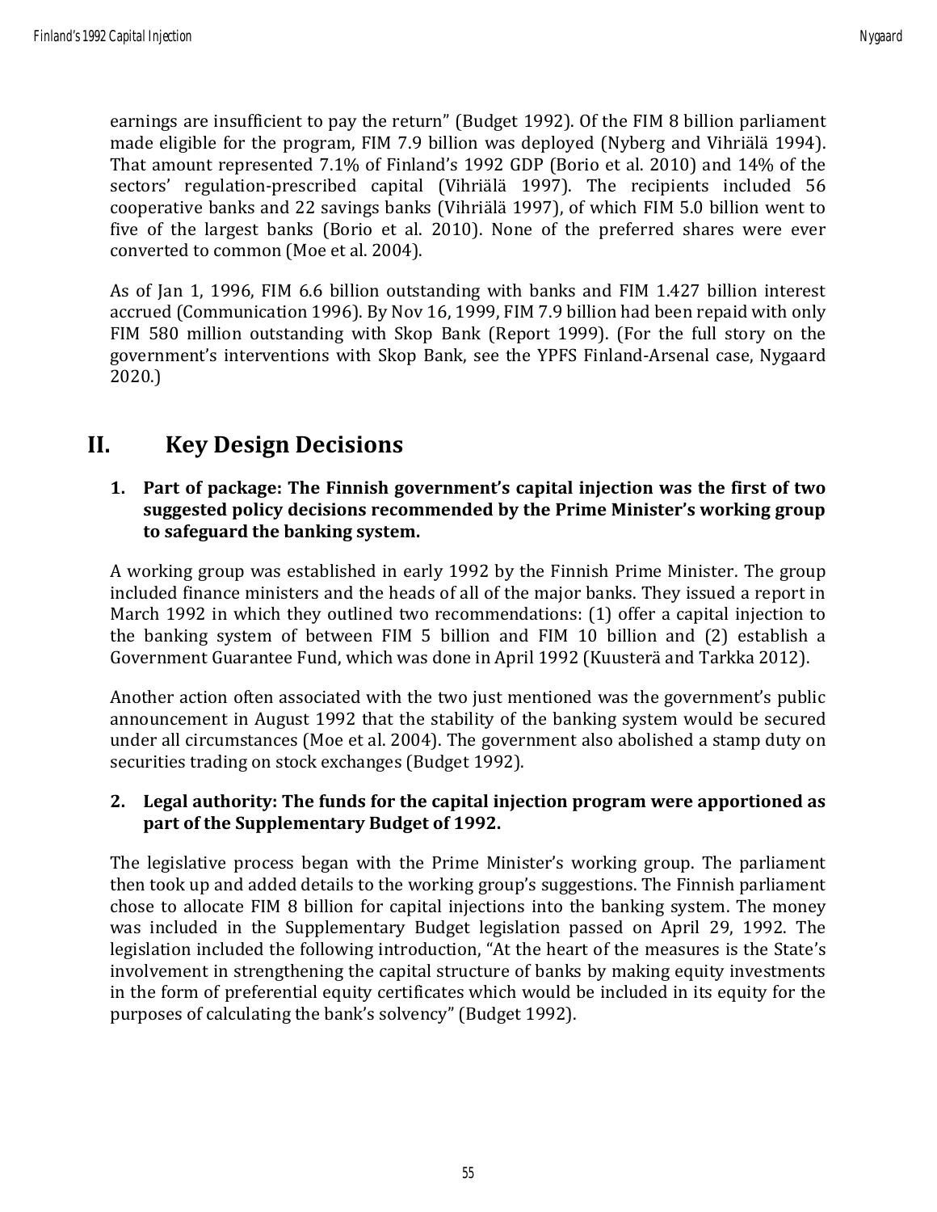earnings are insufficient to pay the return" (Budget 1992). Of the FIM 8 billion parliament made eligible for the program, FIM 7.9 billion was deployed (Nyberg and Vihriälä 1994). That amount represented 7.1% of Finland's 1992 GDP (Borio et al. 2010) and 14% of the sectors' regulation-prescribed capital (Vihriälä 1997). The recipients included 56 cooperative banks and 22 savings banks (Vihriälä 1997), of which FIM 5.0 billion went to five of the largest banks (Borio et al. 2010). None of the preferred shares were ever converted to common (Moe et al. 2004).

As of Jan 1, 1996, FIM 6.6 billion outstanding with banks and FIM 1.427 billion interest accrued (Communication 1996). By Nov 16, 1999, FIM 7.9 billion had been repaid with only FIM 580 million outstanding with Skop Bank (Report 1999). (For the full story on the government's interventions with Skop Bank, see the YPFS Finland-Arsenal case, Nygaard 2020.)

## II. Key Design Decisions

### 1. Part of package: The Finnish government's capital injection was the first of two suggested policy decisions recommended by the Prime Minister's working group to safeguard the banking system.

A working group was established in early 1992 by the Finnish Prime Minister. The group included finance ministers and the heads of all of the major banks. They issued a report in March 1992 in which they outlined two recommendations: (1) offer a capital injection to the banking system of between FIM 5 billion and FIM 10 billion and (2) establish a Government Guarantee Fund, which was done in April 1992 (Kuusterä and Tarkka 2012).

Another action often associated with the two just mentioned was the government's public announcement in August 1992 that the stability of the banking system would be secured under all circumstances (Moe et al. 2004). The government also abolished a stamp duty on securities trading on stock exchanges (Budget 1992).

### 2. Legal authority: The funds for the capital injection program were apportioned as part of the Supplementary Budget of 1992.

The legislative process began with the Prime Minister's working group. The parliament then took up and added details to the working group's suggestions. The Finnish parliament chose to allocate FIM 8 billion for capital injections into the banking system. The money was included in the Supplementary Budget legislation passed on April 29, 1992. The legislation included the following introduction, "At the heart of the measures is the State's involvement in strengthening the capital structure of banks by making equity investments in the form of preferential equity certificates which would be included in its equity for the purposes of calculating the bank's solvency" (Budget 1992).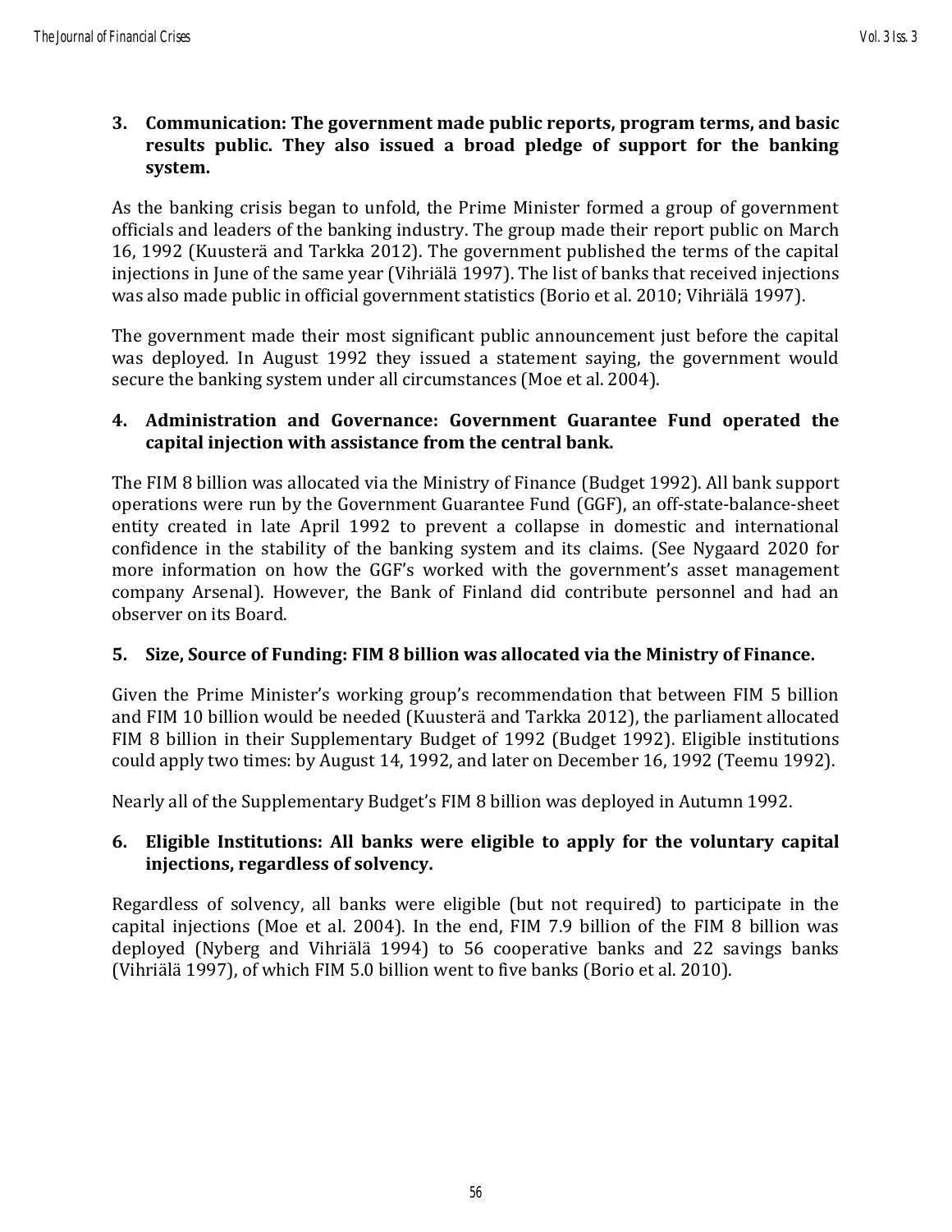**3. Communication: The government made public reports, program terms, and basic results public. They also issued a broad pledge of support for the banking system.**

As the banking crisis began to unfold, the Prime Minister formed a group of government officials and leaders of the banking industry. The group made their report public on March 16, 1992 (Kuusterä and Tarkka 2012). The government published the terms of the capital injections in June of the same year (Vihriälä 1997). The list of banks that received injections was also made public in official government statistics (Borio et al. 2010; Vihriälä 1997).

The government made their most significant public announcement just before the capital was deployed. In August 1992 they issued a statement saying, the government would secure the banking system under all circumstances (Moe et al. 2004).

**4. Administration and Governance: Government Guarantee Fund operated the capital injection with assistance from the central bank.**

The FIM 8 billion was allocated via the Ministry of Finance (Budget 1992). All bank support operations were run by the Government Guarantee Fund (GGF), an off-state-balance-sheet entity created in late April 1992 to prevent a collapse in domestic and international confidence in the stability of the banking system and its claims. (See Nygaard 2020 for more information on how the GGF's worked with the government's asset management company Arsenal). However, the Bank of Finland did contribute personnel and had an observer on its Board.

**5. Size, Source of Funding: FIM 8 billion was allocated via the Ministry of Finance.**

Given the Prime Minister's working group's recommendation that between FIM 5 billion and FIM 10 billion would be needed (Kuusterä and Tarkka 2012), the parliament allocated FIM 8 billion in their Supplementary Budget of 1992 (Budget 1992). Eligible institutions could apply two times: by August 14, 1992, and later on December 16, 1992 (Teemu 1992).

Nearly all of the Supplementary Budget's FIM 8 billion was deployed in Autumn 1992.

**6. Eligible Institutions: All banks were eligible to apply for the voluntary capital injections, regardless of solvency.**

Regardless of solvency, all banks were eligible (but not required) to participate in the capital injections (Moe et al. 2004). In the end, FIM 7.9 billion of the FIM 8 billion was deployed (Nyberg and Vihriälä 1994) to 56 cooperative banks and 22 savings banks (Vihriälä 1997), of which FIM 5.0 billion went to five banks (Borio et al. 2010).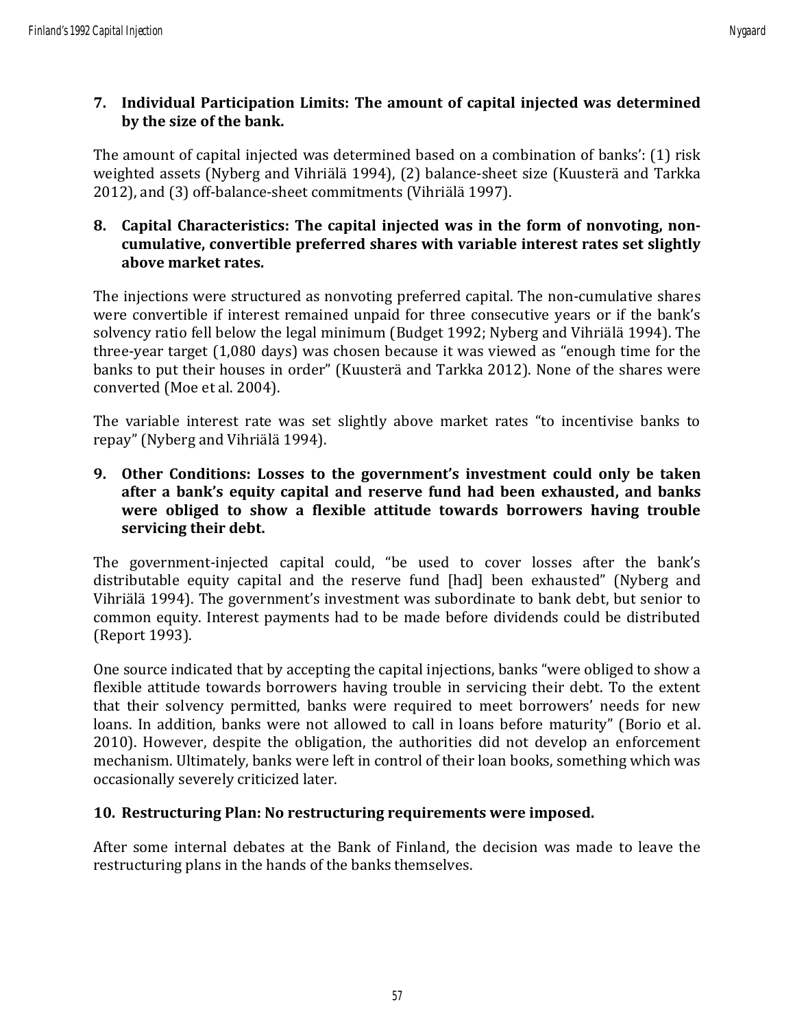**7. Individual Participation Limits: The amount of capital injected was determined by the size of the bank.**

The amount of capital injected was determined based on a combination of banks': (1) risk weighted assets (Nyberg and Vihriälä 1994), (2) balance-sheet size (Kuusterä and Tarkka 2012), and (3) off-balance-sheet commitments (Vihriälä 1997).

**8. Capital Characteristics: The capital injected was in the form of nonvoting, non-cumulative, convertible preferred shares with variable interest rates set slightly above market rates.**

The injections were structured as nonvoting preferred capital. The non-cumulative shares were convertible if interest remained unpaid for three consecutive years or if the bank's solvency ratio fell below the legal minimum (Budget 1992; Nyberg and Vihriälä 1994). The three-year target (1,080 days) was chosen because it was viewed as "enough time for the banks to put their houses in order" (Kuusterä and Tarkka 2012). None of the shares were converted (Moe et al. 2004).

The variable interest rate was set slightly above market rates "to incentivise banks to repay" (Nyberg and Vihriälä 1994).

**9. Other Conditions: Losses to the government's investment could only be taken after a bank's equity capital and reserve fund had been exhausted, and banks were obliged to show a flexible attitude towards borrowers having trouble servicing their debt.**

The government-injected capital could, "be used to cover losses after the bank's distributable equity capital and the reserve fund [had] been exhausted" (Nyberg and Vihriälä 1994). The government's investment was subordinate to bank debt, but senior to common equity. Interest payments had to be made before dividends could be distributed (Report 1993).

One source indicated that by accepting the capital injections, banks "were obliged to show a flexible attitude towards borrowers having trouble in servicing their debt. To the extent that their solvency permitted, banks were required to meet borrowers' needs for new loans. In addition, banks were not allowed to call in loans before maturity" (Borio et al. 2010). However, despite the obligation, the authorities did not develop an enforcement mechanism. Ultimately, banks were left in control of their loan books, something which was occasionally severely criticized later.

**10. Restructuring Plan: No restructuring requirements were imposed.**

After some internal debates at the Bank of Finland, the decision was made to leave the restructuring plans in the hands of the banks themselves.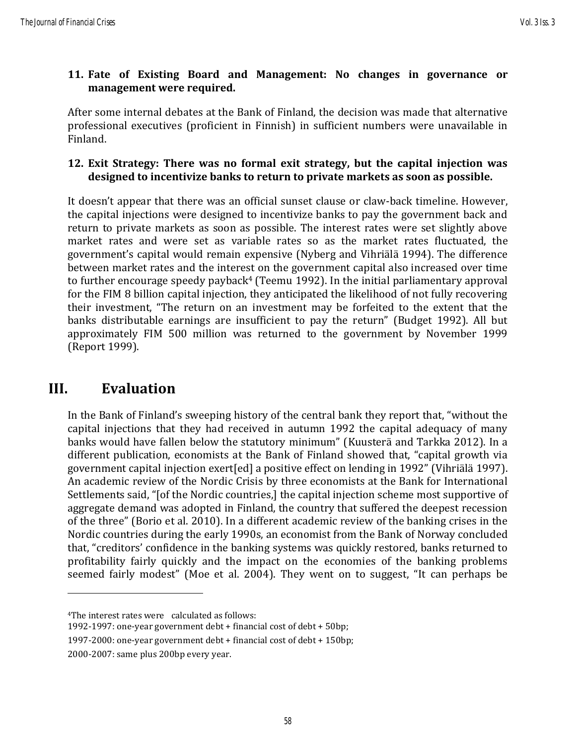**11. Fate of Existing Board and Management: No changes in governance or management were required.**

After some internal debates at the Bank of Finland, the decision was made that alternative professional executives (proficient in Finnish) in sufficient numbers were unavailable in Finland.

**12. Exit Strategy: There was no formal exit strategy, but the capital injection was designed to incentivize banks to return to private markets as soon as possible.**

It doesn't appear that there was an official sunset clause or claw-back timeline. However, the capital injections were designed to incentivize banks to pay the government back and return to private markets as soon as possible. The interest rates were set slightly above market rates and were set as variable rates so as the market rates fluctuated, the government's capital would remain expensive (Nyberg and Vihriälä 1994). The difference between market rates and the interest on the government capital also increased over time to further encourage speedy payback[4] (Teemu 1992). In the initial parliamentary approval for the FIM 8 billion capital injection, they anticipated the likelihood of not fully recovering their investment, "The return on an investment may be forfeited to the extent that the banks distributable earnings are insufficient to pay the return" (Budget 1992). All but approximately FIM 500 million was returned to the government by November 1999 (Report 1999).

## III. Evaluation

In the Bank of Finland's sweeping history of the central bank they report that, "without the capital injections that they had received in autumn 1992 the capital adequacy of many banks would have fallen below the statutory minimum" (Kuusterä and Tarkka 2012). In a different publication, economists at the Bank of Finland showed that, "capital growth via government capital injection exert[ed] a positive effect on lending in 1992" (Vihriälä 1997). An academic review of the Nordic Crisis by three economists at the Bank for International Settlements said, "[of the Nordic countries,] the capital injection scheme most supportive of aggregate demand was adopted in Finland, the country that suffered the deepest recession of the three" (Borio et al. 2010). In a different academic review of the banking crises in the Nordic countries during the early 1990s, an economist from the Bank of Norway concluded that, "creditors' confidence in the banking systems was quickly restored, banks returned to profitability fairly quickly and the impact on the economies of the banking problems seemed fairly modest" (Moe et al. 2004). They went on to suggest, "It can perhaps be

---

[4] The interest rates were calculated as follows:

1992-1997: one-year government debt + financial cost of debt + 50bp;

1997-2000: one-year government debt + financial cost of debt + 150bp;

2000-2007: same plus 200bp every year.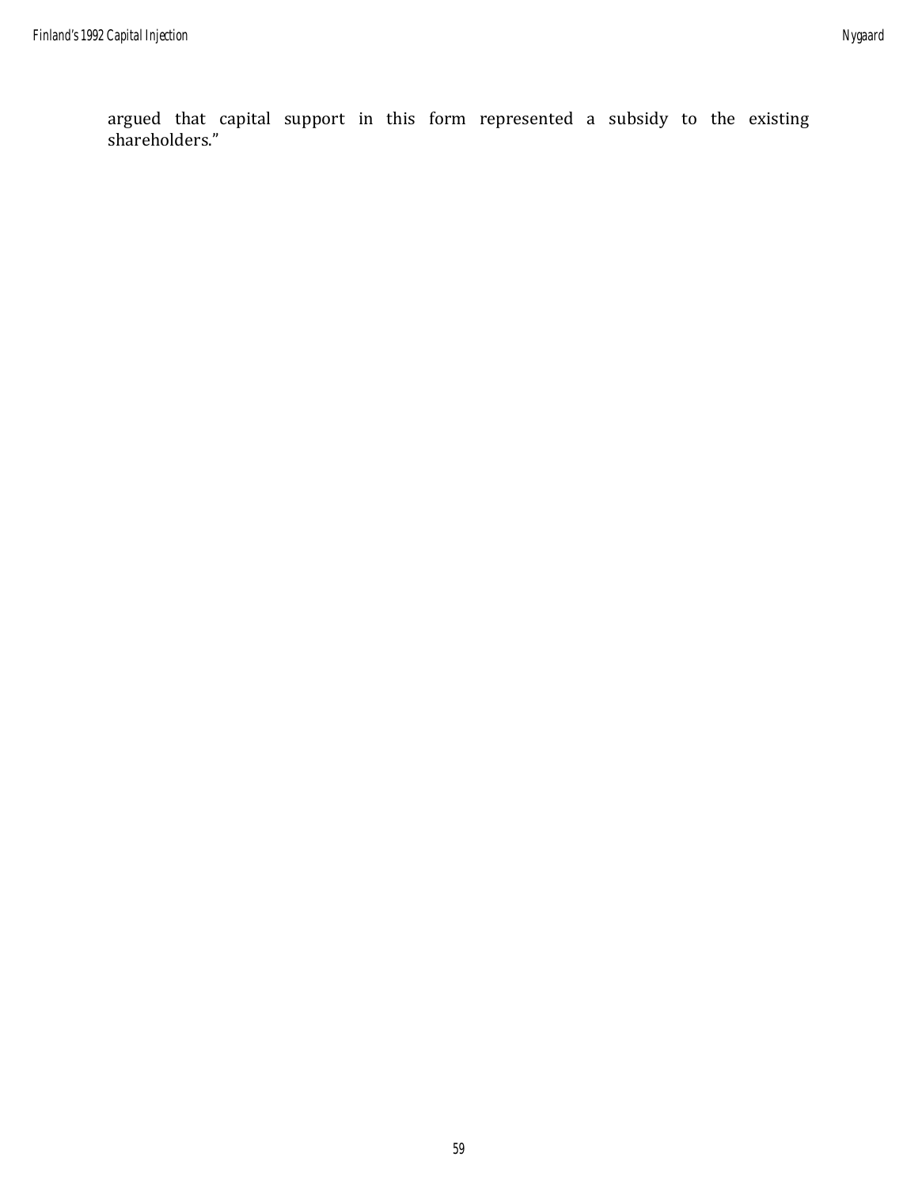argued that capital support in this form represented a subsidy to the existing shareholders."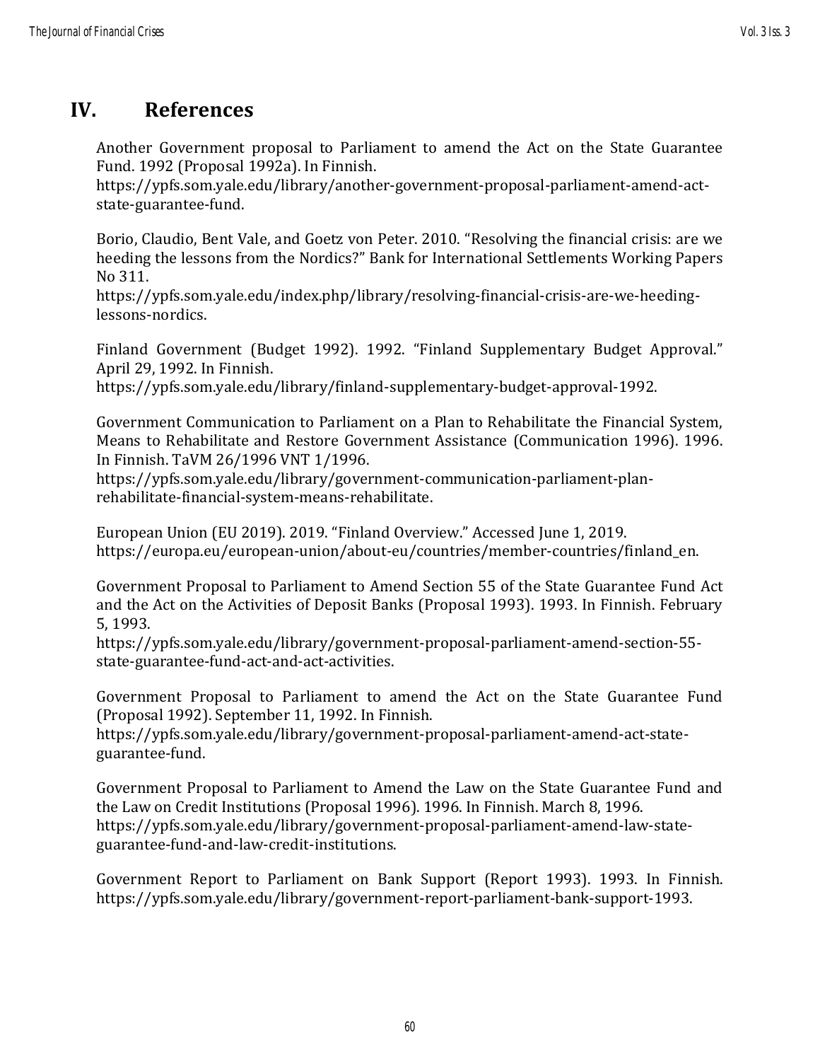# IV. References

Another Government proposal to Parliament to amend the Act on the State Guarantee Fund. 1992 (Proposal 1992a). In Finnish.
https://ypfs.som.yale.edu/library/another-government-proposal-parliament-amend-act-state-guarantee-fund.

Borio, Claudio, Bent Vale, and Goetz von Peter. 2010. "Resolving the financial crisis: are we heeding the lessons from the Nordics?" Bank for International Settlements Working Papers No 311.
https://ypfs.som.yale.edu/index.php/library/resolving-financial-crisis-are-we-heeding-lessons-nordics.

Finland Government (Budget 1992). 1992. "Finland Supplementary Budget Approval." April 29, 1992. In Finnish.
https://ypfs.som.yale.edu/library/finland-supplementary-budget-approval-1992.

Government Communication to Parliament on a Plan to Rehabilitate the Financial System, Means to Rehabilitate and Restore Government Assistance (Communication 1996). 1996. In Finnish. TaVM 26/1996 VNT 1/1996.
https://ypfs.som.yale.edu/library/government-communication-parliament-plan-rehabilitate-financial-system-means-rehabilitate.

European Union (EU 2019). 2019. "Finland Overview." Accessed June 1, 2019.
https://europa.eu/european-union/about-eu/countries/member-countries/finland_en.

Government Proposal to Parliament to Amend Section 55 of the State Guarantee Fund Act and the Act on the Activities of Deposit Banks (Proposal 1993). 1993. In Finnish. February 5, 1993.
https://ypfs.som.yale.edu/library/government-proposal-parliament-amend-section-55-state-guarantee-fund-act-and-act-activities.

Government Proposal to Parliament to amend the Act on the State Guarantee Fund (Proposal 1992). September 11, 1992. In Finnish.
https://ypfs.som.yale.edu/library/government-proposal-parliament-amend-act-state-guarantee-fund.

Government Proposal to Parliament to Amend the Law on the State Guarantee Fund and the Law on Credit Institutions (Proposal 1996). 1996. In Finnish. March 8, 1996.
https://ypfs.som.yale.edu/library/government-proposal-parliament-amend-law-state-guarantee-fund-and-law-credit-institutions.

Government Report to Parliament on Bank Support (Report 1993). 1993. In Finnish.
https://ypfs.som.yale.edu/library/government-report-parliament-bank-support-1993.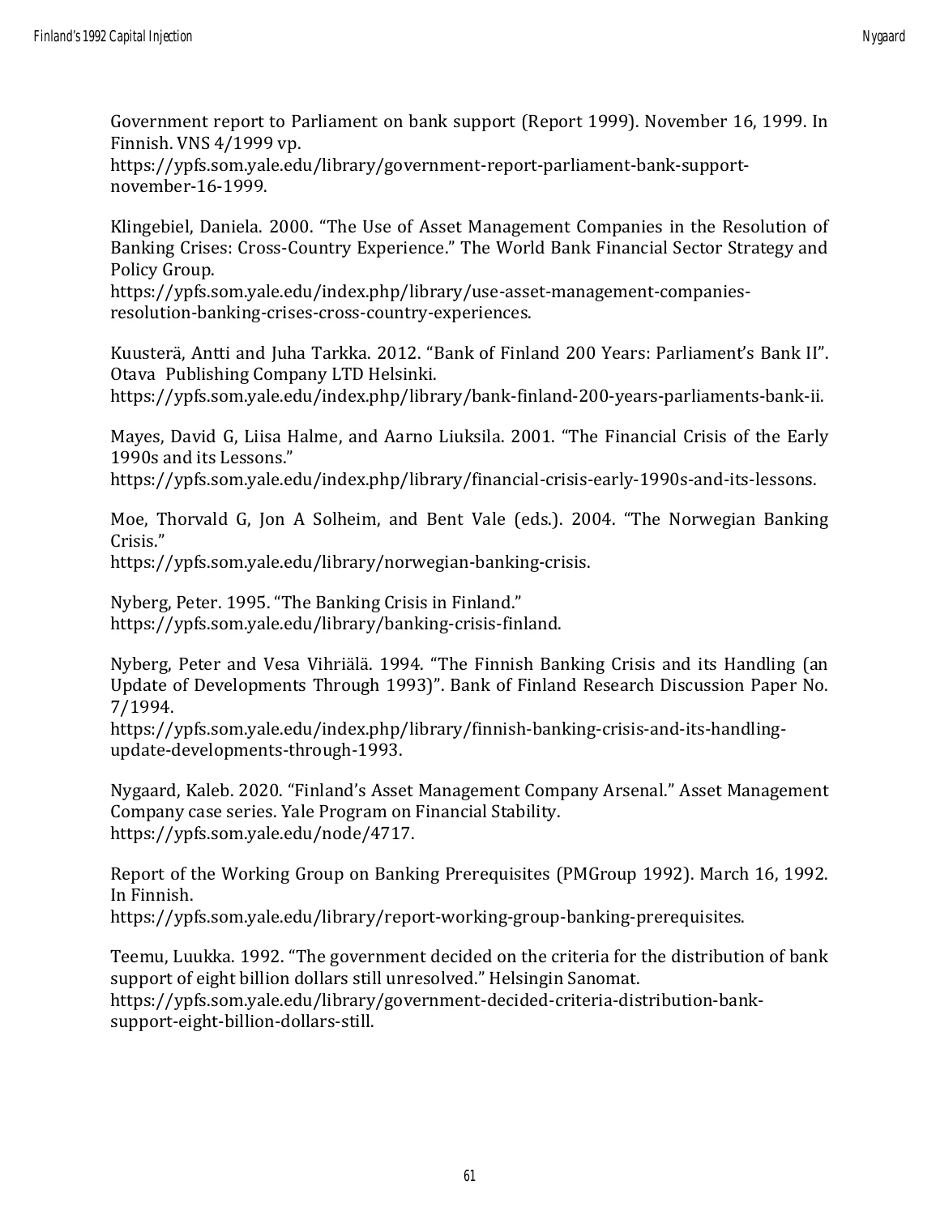Government report to Parliament on bank support (Report 1999). November 16, 1999. In Finnish. VNS 4/1999 vp.
https://ypfs.som.yale.edu/library/government-report-parliament-bank-support-november-16-1999.

Klingebiel, Daniela. 2000. "The Use of Asset Management Companies in the Resolution of Banking Crises: Cross-Country Experience." The World Bank Financial Sector Strategy and Policy Group.
https://ypfs.som.yale.edu/index.php/library/use-asset-management-companies-resolution-banking-crises-cross-country-experiences.

Kuusterä, Antti and Juha Tarkka. 2012. "Bank of Finland 200 Years: Parliament's Bank II". Otava Publishing Company LTD Helsinki.
https://ypfs.som.yale.edu/index.php/library/bank-finland-200-years-parliaments-bank-ii.

Mayes, David G, Liisa Halme, and Aarno Liuksila. 2001. "The Financial Crisis of the Early 1990s and its Lessons."
https://ypfs.som.yale.edu/index.php/library/financial-crisis-early-1990s-and-its-lessons.

Moe, Thorvald G, Jon A Solheim, and Bent Vale (eds.). 2004. "The Norwegian Banking Crisis."
https://ypfs.som.yale.edu/library/norwegian-banking-crisis.

Nyberg, Peter. 1995. "The Banking Crisis in Finland."
https://ypfs.som.yale.edu/library/banking-crisis-finland.

Nyberg, Peter and Vesa Vihriälä. 1994. "The Finnish Banking Crisis and its Handling (an Update of Developments Through 1993)". Bank of Finland Research Discussion Paper No. 7/1994.
https://ypfs.som.yale.edu/index.php/library/finnish-banking-crisis-and-its-handling-update-developments-through-1993.

Nygaard, Kaleb. 2020. "Finland's Asset Management Company Arsenal." Asset Management Company case series. Yale Program on Financial Stability.
https://ypfs.som.yale.edu/node/4717.

Report of the Working Group on Banking Prerequisites (PMGroup 1992). March 16, 1992. In Finnish.
https://ypfs.som.yale.edu/library/report-working-group-banking-prerequisites.

Teemu, Luukka. 1992. "The government decided on the criteria for the distribution of bank support of eight billion dollars still unresolved." Helsingin Sanomat.
https://ypfs.som.yale.edu/library/government-decided-criteria-distribution-bank-support-eight-billion-dollars-still.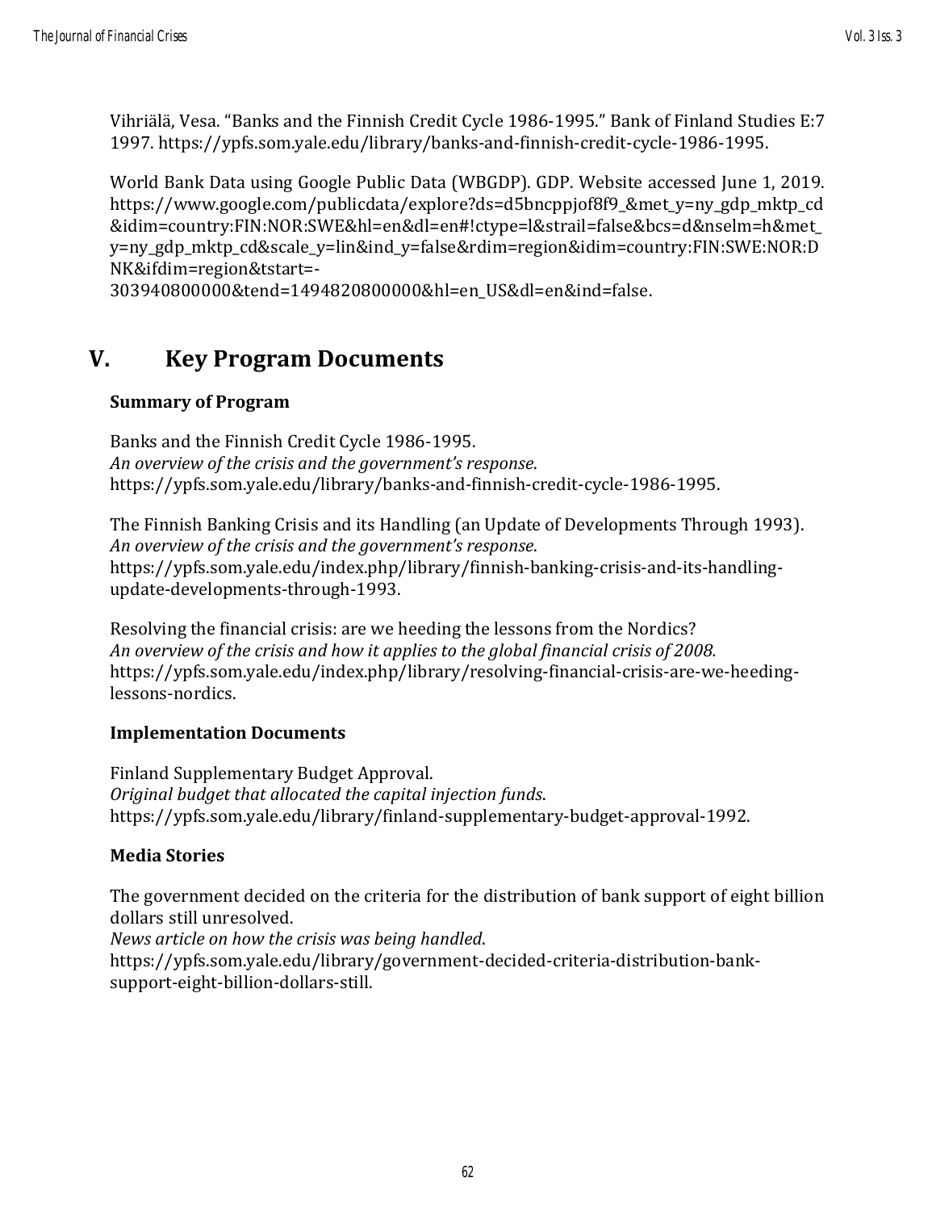Vihriälä, Vesa. "Banks and the Finnish Credit Cycle 1986-1995." Bank of Finland Studies E:7 1997. https://ypfs.som.yale.edu/library/banks-and-finnish-credit-cycle-1986-1995.

World Bank Data using Google Public Data (WBGDP). GDP. Website accessed June 1, 2019. https://www.google.com/publicdata/explore?ds=d5bncppjof8f9_&met_y=ny_gdp_mktp_cd&idim=country:FIN:NOR:SWE&hl=en&dl=en#!ctype=l&strail=false&bcs=d&nselm=h&met_y=ny_gdp_mktp_cd&scale_y=lin&ind_y=false&rdim=region&idim=country:FIN:SWE:NOR:DNK&ifdim=region&tstart=-303940800000&tend=1494820800000&hl=en_US&dl=en&ind=false.

## V. Key Program Documents

### Summary of Program

Banks and the Finnish Credit Cycle 1986-1995.
*An overview of the crisis and the government's response*.
https://ypfs.som.yale.edu/library/banks-and-finnish-credit-cycle-1986-1995.

The Finnish Banking Crisis and its Handling (an Update of Developments Through 1993).
*An overview of the crisis and the government's response*.
https://ypfs.som.yale.edu/index.php/library/finnish-banking-crisis-and-its-handling-update-developments-through-1993.

Resolving the financial crisis: are we heeding the lessons from the Nordics?
*An overview of the crisis and how it applies to the global financial crisis of 2008.*
https://ypfs.som.yale.edu/index.php/library/resolving-financial-crisis-are-we-heeding-lessons-nordics.

### Implementation Documents

Finland Supplementary Budget Approval.
*Original budget that allocated the capital injection funds*.
https://ypfs.som.yale.edu/library/finland-supplementary-budget-approval-1992.

### Media Stories

The government decided on the criteria for the distribution of bank support of eight billion dollars still unresolved.
*News article on how the crisis was being handled*.
https://ypfs.som.yale.edu/library/government-decided-criteria-distribution-bank-support-eight-billion-dollars-still.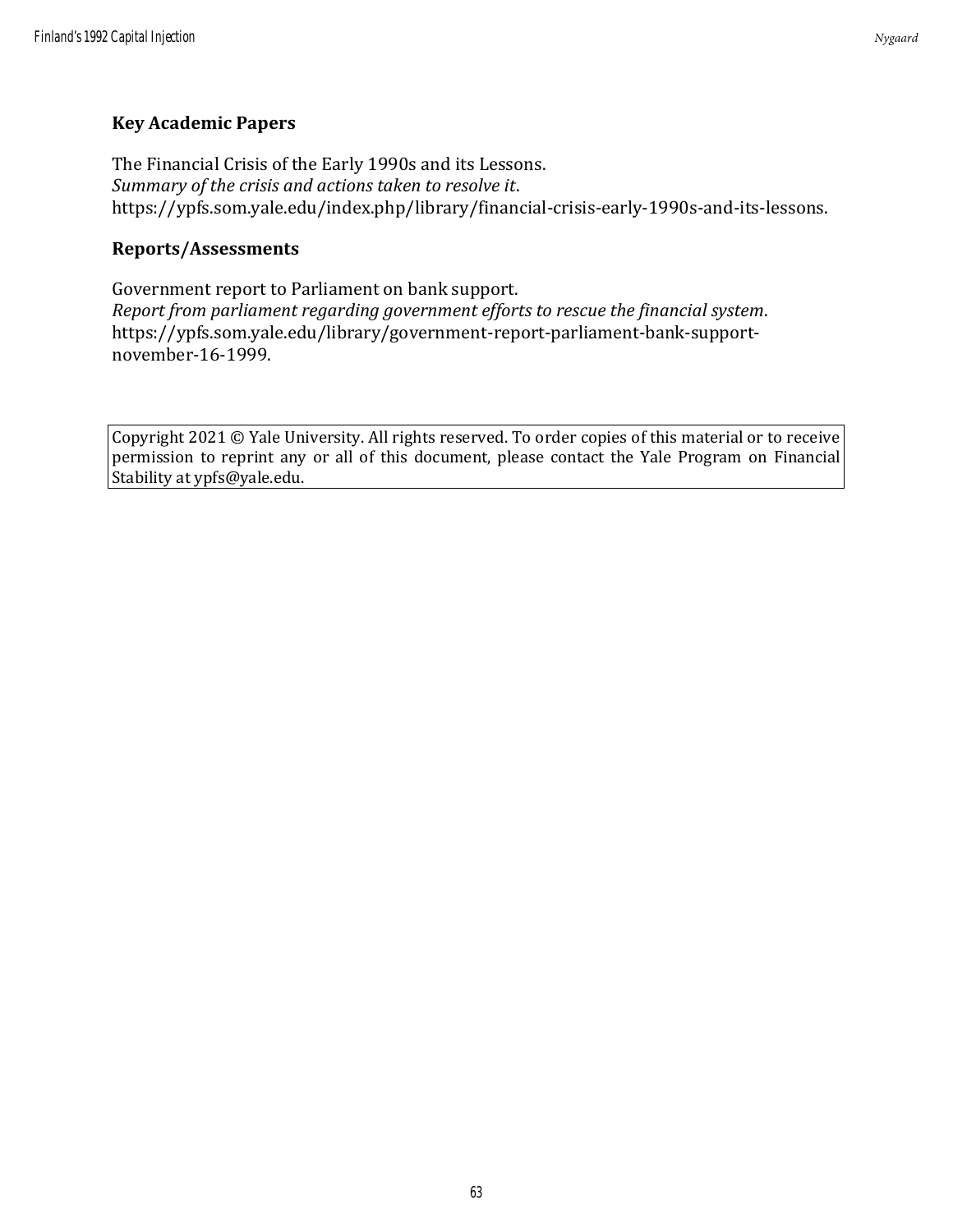### Key Academic Papers

The Financial Crisis of the Early 1990s and its Lessons.
*Summary of the crisis and actions taken to resolve it*.
https://ypfs.som.yale.edu/index.php/library/financial-crisis-early-1990s-and-its-lessons.

### Reports/Assessments

Government report to Parliament on bank support.
*Report from parliament regarding government efforts to rescue the financial system*.
https://ypfs.som.yale.edu/library/government-report-parliament-bank-support-november-16-1999.

Copyright 2021 © Yale University. All rights reserved. To order copies of this material or to receive permission to reprint any or all of this document, please contact the Yale Program on Financial Stability at ypfs@yale.edu.